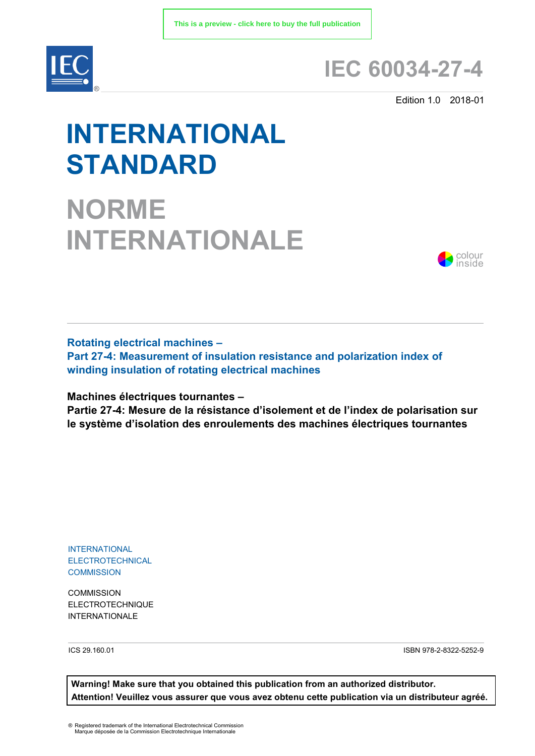This is a preview - click here to buy the full publication

# IEC 60034-27-4

Edition 1.0 2018-01

# INTERNATIONAL STANDARD

# NORME INTERNATIONALE

colour inside

**Rotating electrical machines –**
**Part 27-4: Measurement of insulation resistance and polarization index of winding insulation of rotating electrical machines**

**Machines électriques tournantes –**
**Partie 27-4: Mesure de la résistance d'isolement et de l'index de polarisation sur le système d'isolation des enroulements des machines électriques tournantes**

INTERNATIONAL
ELECTROTECHNICAL
COMMISSION

COMMISSION
ELECTROTECHNIQUE
INTERNATIONALE

ICS 29.160.01

ISBN 978-2-8322-5252-9

**Warning! Make sure that you obtained this publication from an authorized distributor.**
**Attention! Veuillez vous assurer que vous avez obtenu cette publication via un distributeur agréé.**

® Registered trademark of the International Electrotechnical Commission
Marque déposée de la Commission Electrotechnique Internationale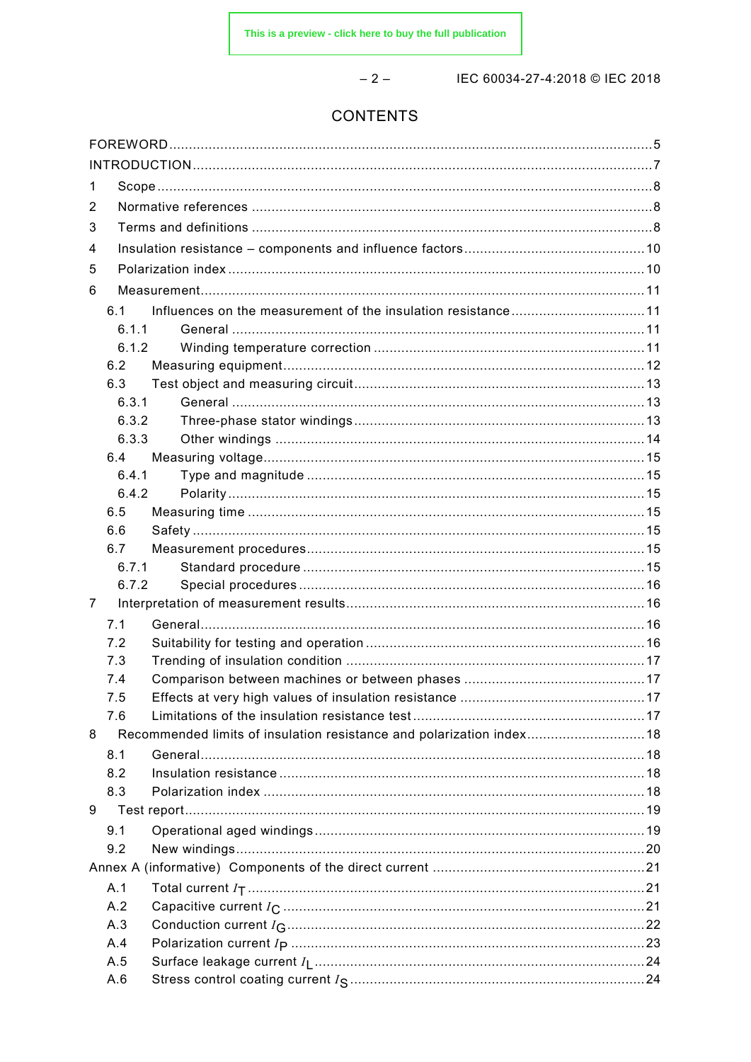# CONTENTS

FOREWORD .......... 5
INTRODUCTION .......... 7
1 Scope .......... 8
2 Normative references .......... 8
3 Terms and definitions .......... 8
4 Insulation resistance – components and influence factors .......... 10
5 Polarization index .......... 10
6 Measurement .......... 11
 6.1 Influences on the measurement of the insulation resistance .......... 11
  6.1.1 General .......... 11
  6.1.2 Winding temperature correction .......... 11
 6.2 Measuring equipment .......... 12
 6.3 Test object and measuring circuit .......... 13
  6.3.1 General .......... 13
  6.3.2 Three-phase stator windings .......... 13
  6.3.3 Other windings .......... 14
 6.4 Measuring voltage .......... 15
  6.4.1 Type and magnitude .......... 15
  6.4.2 Polarity .......... 15
 6.5 Measuring time .......... 15
 6.6 Safety .......... 15
 6.7 Measurement procedures .......... 15
  6.7.1 Standard procedure .......... 15
  6.7.2 Special procedures .......... 16
7 Interpretation of measurement results .......... 16
 7.1 General .......... 16
 7.2 Suitability for testing and operation .......... 16
 7.3 Trending of insulation condition .......... 17
 7.4 Comparison between machines or between phases .......... 17
 7.5 Effects at very high values of insulation resistance .......... 17
 7.6 Limitations of the insulation resistance test .......... 17
8 Recommended limits of insulation resistance and polarization index .......... 18
 8.1 General .......... 18
 8.2 Insulation resistance .......... 18
 8.3 Polarization index .......... 18
9 Test report .......... 19
 9.1 Operational aged windings .......... 19
 9.2 New windings .......... 20
Annex A (informative) Components of the direct current .......... 21
 A.1 Total current $I_T$ .......... 21
 A.2 Capacitive current $I_C$ .......... 21
 A.3 Conduction current $I_G$ .......... 22
 A.4 Polarization current $I_P$ .......... 23
 A.5 Surface leakage current $I_L$ .......... 24
 A.6 Stress control coating current $I_S$ .......... 24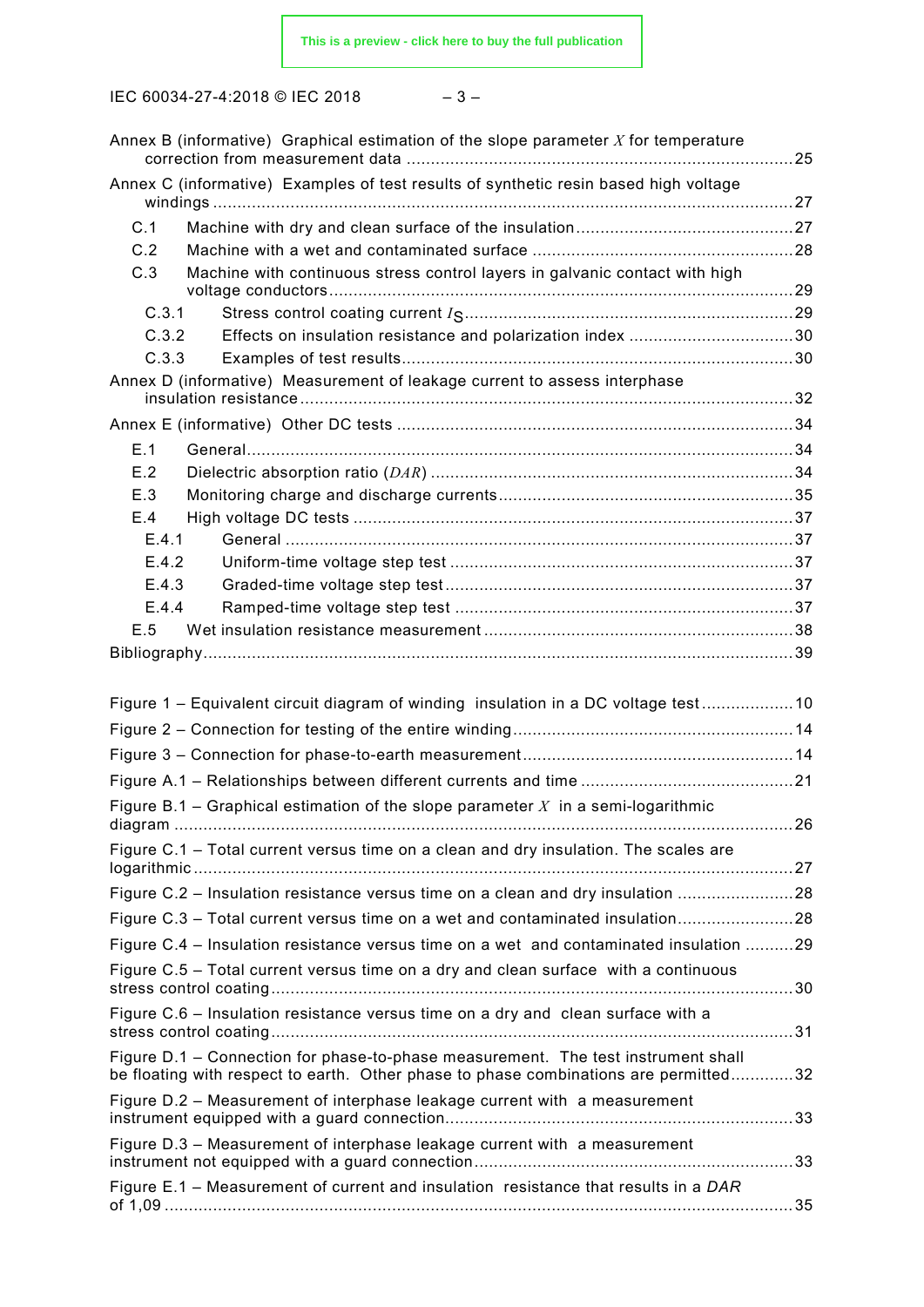Annex B (informative) Graphical estimation of the slope parameter $X$ for temperature correction from measurement data ....... 25

Annex C (informative) Examples of test results of synthetic resin based high voltage windings ....... 27

C.1 Machine with dry and clean surface of the insulation ....... 27

C.2 Machine with a wet and contaminated surface ....... 28

C.3 Machine with continuous stress control layers in galvanic contact with high voltage conductors ....... 29

C.3.1 Stress control coating current $I_S$ ....... 29

C.3.2 Effects on insulation resistance and polarization index ....... 30

C.3.3 Examples of test results ....... 30

Annex D (informative) Measurement of leakage current to assess interphase insulation resistance ....... 32

Annex E (informative) Other DC tests ....... 34

E.1 General ....... 34

E.2 Dielectric absorption ratio ($DAR$) ....... 34

E.3 Monitoring charge and discharge currents ....... 35

E.4 High voltage DC tests ....... 37

E.4.1 General ....... 37

E.4.2 Uniform-time voltage step test ....... 37

E.4.3 Graded-time voltage step test ....... 37

E.4.4 Ramped-time voltage step test ....... 37

E.5 Wet insulation resistance measurement ....... 38

Bibliography ....... 39

Figure 1 – Equivalent circuit diagram of winding insulation in a DC voltage test ....... 10

Figure 2 – Connection for testing of the entire winding ....... 14

Figure 3 – Connection for phase-to-earth measurement ....... 14

Figure A.1 – Relationships between different currents and time ....... 21

Figure B.1 – Graphical estimation of the slope parameter $X$ in a semi-logarithmic diagram ....... 26

Figure C.1 – Total current versus time on a clean and dry insulation. The scales are logarithmic ....... 27

Figure C.2 – Insulation resistance versus time on a clean and dry insulation ....... 28

Figure C.3 – Total current versus time on a wet and contaminated insulation ....... 28

Figure C.4 – Insulation resistance versus time on a wet and contaminated insulation ....... 29

Figure C.5 – Total current versus time on a dry and clean surface with a continuous stress control coating ....... 30

Figure C.6 – Insulation resistance versus time on a dry and clean surface with a stress control coating ....... 31

Figure D.1 – Connection for phase-to-phase measurement. The test instrument shall be floating with respect to earth. Other phase to phase combinations are permitted ....... 32

Figure D.2 – Measurement of interphase leakage current with a measurement instrument equipped with a guard connection ....... 33

Figure D.3 – Measurement of interphase leakage current with a measurement instrument not equipped with a guard connection ....... 33

Figure E.1 – Measurement of current and insulation resistance that results in a *DAR* of 1,09 ....... 35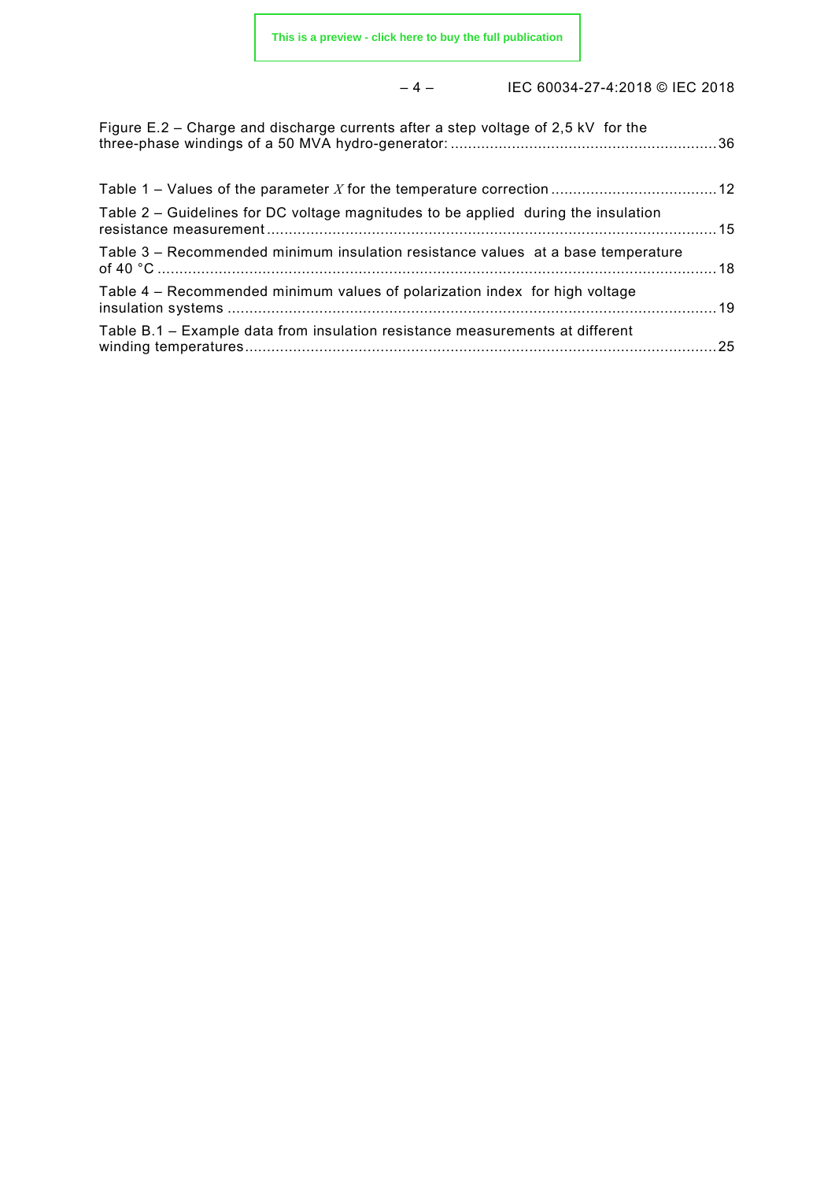Figure E.2 – Charge and discharge currents after a step voltage of 2,5 kV for the three-phase windings of a 50 MVA hydro-generator: ............................................................36

Table 1 – Values of the parameter $X$ for the temperature correction ......................................12

Table 2 – Guidelines for DC voltage magnitudes to be applied during the insulation resistance measurement .......................................................................................................15

Table 3 – Recommended minimum insulation resistance values at a base temperature of 40 °C ...............................................................................................................................18

Table 4 – Recommended minimum values of polarization index for high voltage insulation systems ................................................................................................................19

Table B.1 – Example data from insulation resistance measurements at different winding temperatures............................................................................................................25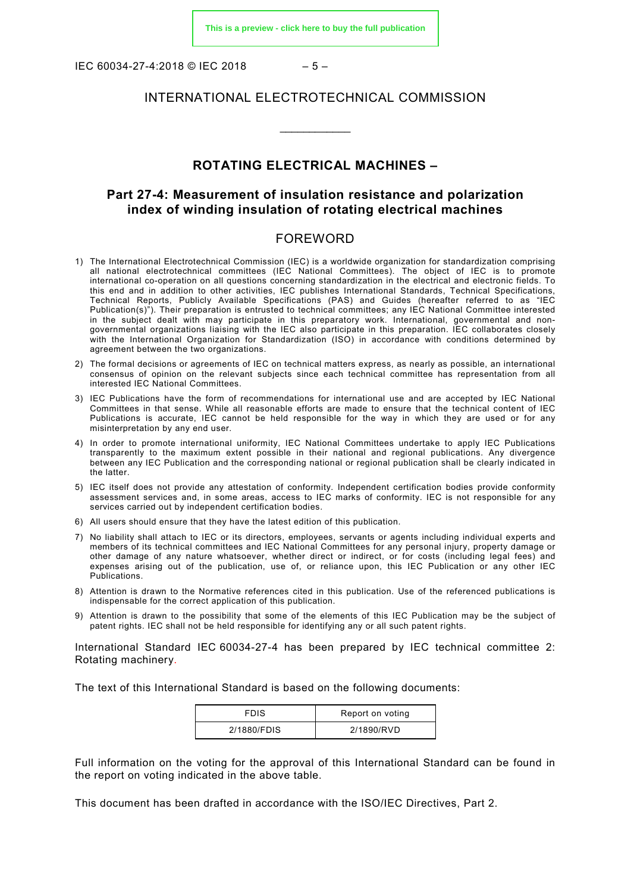# INTERNATIONAL ELECTROTECHNICAL COMMISSION

\_\_\_\_\_\_\_\_\_\_\_\_

## ROTATING ELECTRICAL MACHINES –

## Part 27-4: Measurement of insulation resistance and polarization index of winding insulation of rotating electrical machines

## FOREWORD

1) The International Electrotechnical Commission (IEC) is a worldwide organization for standardization comprising all national electrotechnical committees (IEC National Committees). The object of IEC is to promote international co-operation on all questions concerning standardization in the electrical and electronic fields. To this end and in addition to other activities, IEC publishes International Standards, Technical Specifications, Technical Reports, Publicly Available Specifications (PAS) and Guides (hereafter referred to as "IEC Publication(s)"). Their preparation is entrusted to technical committees; any IEC National Committee interested in the subject dealt with may participate in this preparatory work. International, governmental and non-governmental organizations liaising with the IEC also participate in this preparation. IEC collaborates closely with the International Organization for Standardization (ISO) in accordance with conditions determined by agreement between the two organizations.
2) The formal decisions or agreements of IEC on technical matters express, as nearly as possible, an international consensus of opinion on the relevant subjects since each technical committee has representation from all interested IEC National Committees.
3) IEC Publications have the form of recommendations for international use and are accepted by IEC National Committees in that sense. While all reasonable efforts are made to ensure that the technical content of IEC Publications is accurate, IEC cannot be held responsible for the way in which they are used or for any misinterpretation by any end user.
4) In order to promote international uniformity, IEC National Committees undertake to apply IEC Publications transparently to the maximum extent possible in their national and regional publications. Any divergence between any IEC Publication and the corresponding national or regional publication shall be clearly indicated in the latter.
5) IEC itself does not provide any attestation of conformity. Independent certification bodies provide conformity assessment services and, in some areas, access to IEC marks of conformity. IEC is not responsible for any services carried out by independent certification bodies.
6) All users should ensure that they have the latest edition of this publication.
7) No liability shall attach to IEC or its directors, employees, servants or agents including individual experts and members of its technical committees and IEC National Committees for any personal injury, property damage or other damage of any nature whatsoever, whether direct or indirect, or for costs (including legal fees) and expenses arising out of the publication, use of, or reliance upon, this IEC Publication or any other IEC Publications.
8) Attention is drawn to the Normative references cited in this publication. Use of the referenced publications is indispensable for the correct application of this publication.
9) Attention is drawn to the possibility that some of the elements of this IEC Publication may be the subject of patent rights. IEC shall not be held responsible for identifying any or all such patent rights.

International Standard IEC 60034-27-4 has been prepared by IEC technical committee 2: Rotating machinery.

The text of this International Standard is based on the following documents:

| FDIS | Report on voting |
|---|---|
| 2/1880/FDIS | 2/1890/RVD |

Full information on the voting for the approval of this International Standard can be found in the report on voting indicated in the above table.

This document has been drafted in accordance with the ISO/IEC Directives, Part 2.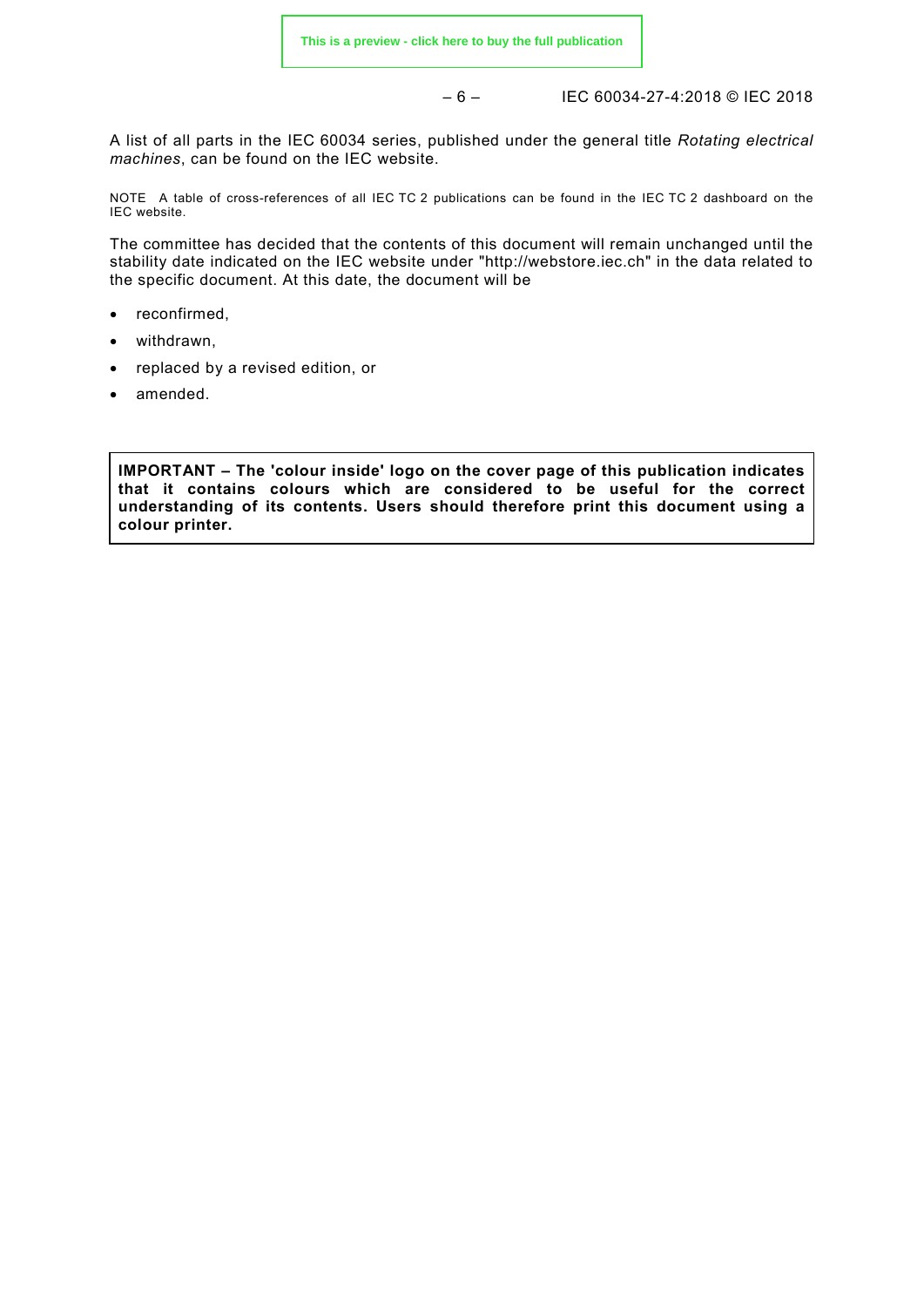A list of all parts in the IEC 60034 series, published under the general title *Rotating electrical machines*, can be found on the IEC website.

NOTE A table of cross-references of all IEC TC 2 publications can be found in the IEC TC 2 dashboard on the IEC website.

The committee has decided that the contents of this document will remain unchanged until the stability date indicated on the IEC website under "http://webstore.iec.ch" in the data related to the specific document. At this date, the document will be

- reconfirmed,
- withdrawn,
- replaced by a revised edition, or
- amended.

**IMPORTANT – The 'colour inside' logo on the cover page of this publication indicates that it contains colours which are considered to be useful for the correct understanding of its contents. Users should therefore print this document using a colour printer.**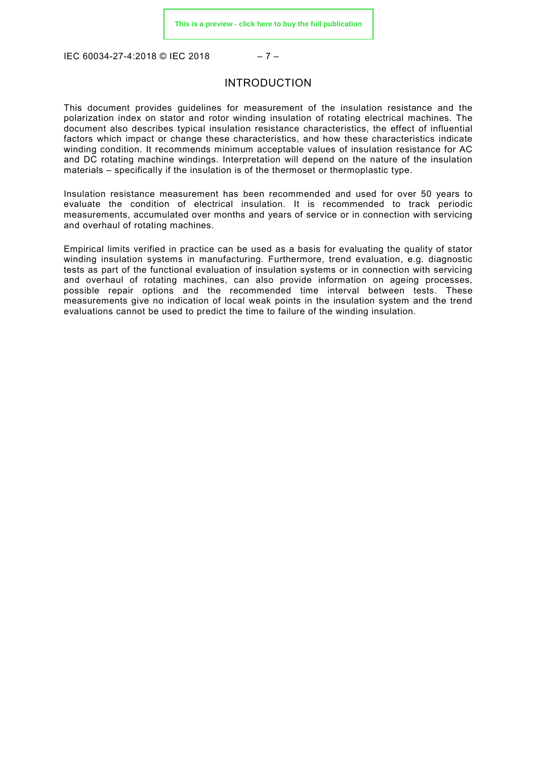# INTRODUCTION

This document provides guidelines for measurement of the insulation resistance and the polarization index on stator and rotor winding insulation of rotating electrical machines. The document also describes typical insulation resistance characteristics, the effect of influential factors which impact or change these characteristics, and how these characteristics indicate winding condition. It recommends minimum acceptable values of insulation resistance for AC and DC rotating machine windings. Interpretation will depend on the nature of the insulation materials – specifically if the insulation is of the thermoset or thermoplastic type.

Insulation resistance measurement has been recommended and used for over 50 years to evaluate the condition of electrical insulation. It is recommended to track periodic measurements, accumulated over months and years of service or in connection with servicing and overhaul of rotating machines.

Empirical limits verified in practice can be used as a basis for evaluating the quality of stator winding insulation systems in manufacturing. Furthermore, trend evaluation, e.g. diagnostic tests as part of the functional evaluation of insulation systems or in connection with servicing and overhaul of rotating machines, can also provide information on ageing processes, possible repair options and the recommended time interval between tests. These measurements give no indication of local weak points in the insulation system and the trend evaluations cannot be used to predict the time to failure of the winding insulation.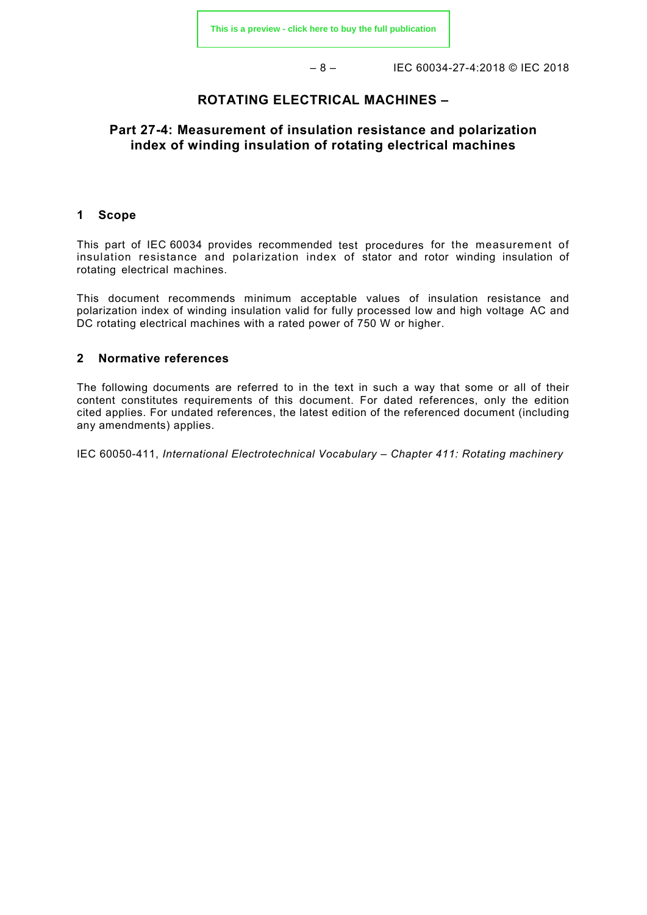# ROTATING ELECTRICAL MACHINES –

## Part 27-4: Measurement of insulation resistance and polarization index of winding insulation of rotating electrical machines

## 1 Scope

This part of IEC 60034 provides recommended test procedures for the measurement of insulation resistance and polarization index of stator and rotor winding insulation of rotating electrical machines.

This document recommends minimum acceptable values of insulation resistance and polarization index of winding insulation valid for fully processed low and high voltage AC and DC rotating electrical machines with a rated power of 750 W or higher.

## 2 Normative references

The following documents are referred to in the text in such a way that some or all of their content constitutes requirements of this document. For dated references, only the edition cited applies. For undated references, the latest edition of the referenced document (including any amendments) applies.

IEC 60050-411, *International Electrotechnical Vocabulary – Chapter 411: Rotating machinery*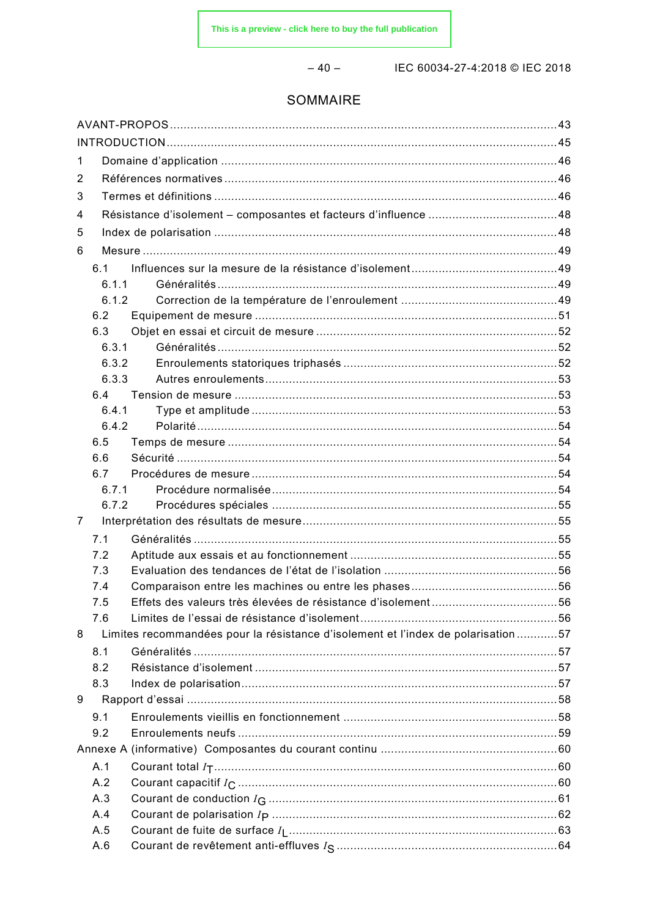# SOMMAIRE

AVANT-PROPOS ... 43
INTRODUCTION ... 45
1 Domaine d'application ... 46
2 Références normatives ... 46
3 Termes et définitions ... 46
4 Résistance d'isolement – composantes et facteurs d'influence ... 48
5 Index de polarisation ... 48
6 Mesure ... 49
 6.1 Influences sur la mesure de la résistance d'isolement ... 49
  6.1.1 Généralités ... 49
  6.1.2 Correction de la température de l'enroulement ... 49
 6.2 Equipement de mesure ... 51
 6.3 Objet en essai et circuit de mesure ... 52
  6.3.1 Généralités ... 52
  6.3.2 Enroulements statoriques triphasés ... 52
  6.3.3 Autres enroulements ... 53
 6.4 Tension de mesure ... 53
  6.4.1 Type et amplitude ... 53
  6.4.2 Polarité ... 54
 6.5 Temps de mesure ... 54
 6.6 Sécurité ... 54
 6.7 Procédures de mesure ... 54
  6.7.1 Procédure normalisée ... 54
  6.7.2 Procédures spéciales ... 55
7 Interprétation des résultats de mesure ... 55
 7.1 Généralités ... 55
 7.2 Aptitude aux essais et au fonctionnement ... 55
 7.3 Evaluation des tendances de l'état de l'isolation ... 56
 7.4 Comparaison entre les machines ou entre les phases ... 56
 7.5 Effets des valeurs très élevées de résistance d'isolement ... 56
 7.6 Limites de l'essai de résistance d'isolement ... 56
8 Limites recommandées pour la résistance d'isolement et l'index de polarisation ... 57
 8.1 Généralités ... 57
 8.2 Résistance d'isolement ... 57
 8.3 Index de polarisation ... 57
9 Rapport d'essai ... 58
 9.1 Enroulements vieillis en fonctionnement ... 58
 9.2 Enroulements neufs ... 59
Annexe A (informative) Composantes du courant continu ... 60
 A.1 Courant total $I_T$ ... 60
 A.2 Courant capacitif $I_C$ ... 60
 A.3 Courant de conduction $I_G$ ... 61
 A.4 Courant de polarisation $I_P$ ... 62
 A.5 Courant de fuite de surface $I_L$ ... 63
 A.6 Courant de revêtement anti-effluves $I_S$ ... 64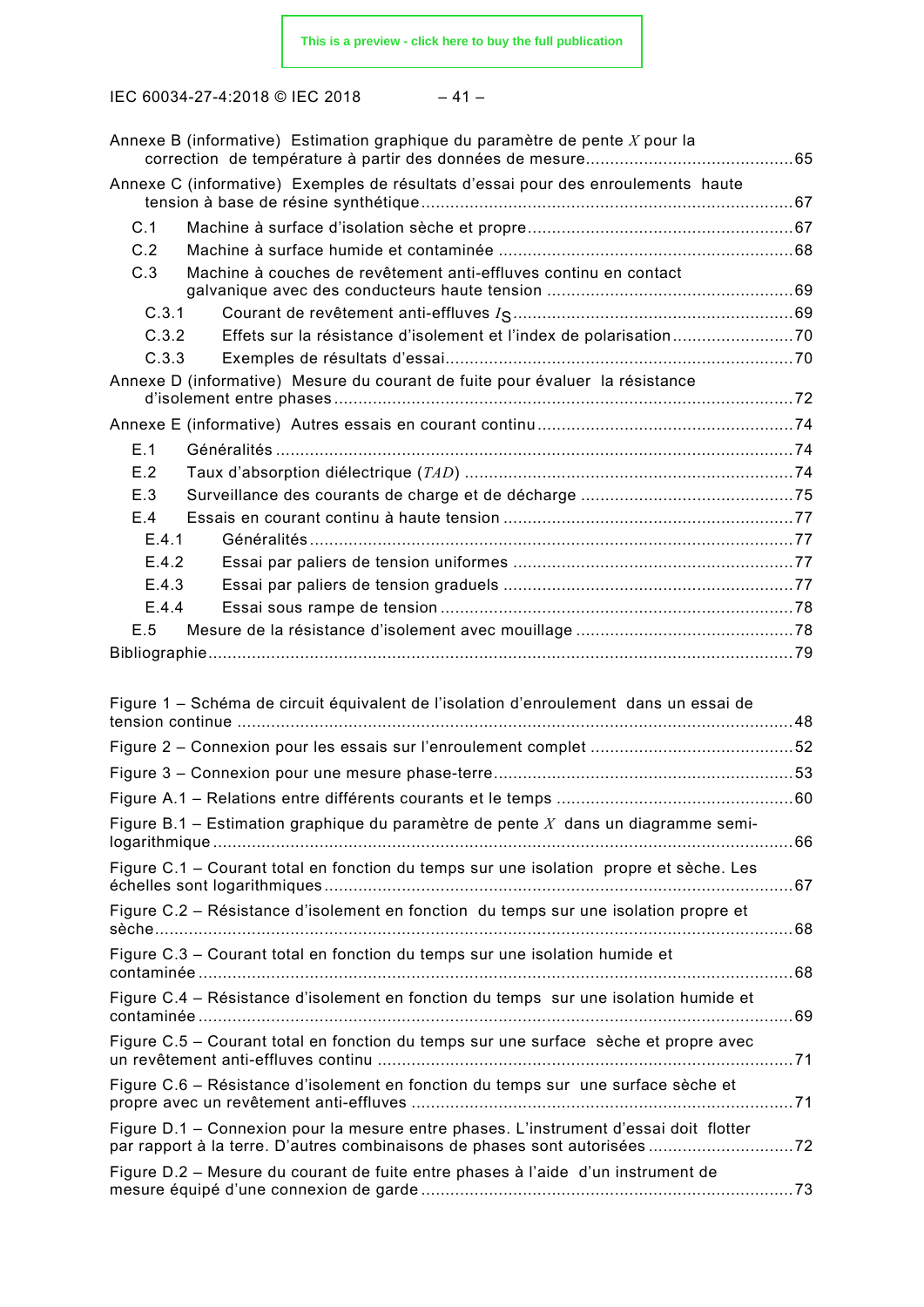Annexe B (informative) Estimation graphique du paramètre de pente $X$ pour la correction de température à partir des données de mesure .......... 65

Annexe C (informative) Exemples de résultats d'essai pour des enroulements haute tension à base de résine synthétique .......... 67

- C.1 Machine à surface d'isolation sèche et propre .......... 67
- C.2 Machine à surface humide et contaminée .......... 68
- C.3 Machine à couches de revêtement anti-effluves continu en contact galvanique avec des conducteurs haute tension .......... 69
  - C.3.1 Courant de revêtement anti-effluves $I_S$ .......... 69
  - C.3.2 Effets sur la résistance d'isolement et l'index de polarisation .......... 70
  - C.3.3 Exemples de résultats d'essai .......... 70

Annexe D (informative) Mesure du courant de fuite pour évaluer la résistance d'isolement entre phases .......... 72

Annexe E (informative) Autres essais en courant continu .......... 74

- E.1 Généralités .......... 74
- E.2 Taux d'absorption diélectrique ($TAD$) .......... 74
- E.3 Surveillance des courants de charge et de décharge .......... 75
- E.4 Essais en courant continu à haute tension .......... 77
  - E.4.1 Généralités .......... 77
  - E.4.2 Essai par paliers de tension uniformes .......... 77
  - E.4.3 Essai par paliers de tension graduels .......... 77
  - E.4.4 Essai sous rampe de tension .......... 78
- E.5 Mesure de la résistance d'isolement avec mouillage .......... 78

Bibliographie .......... 79

Figure 1 – Schéma de circuit équivalent de l'isolation d'enroulement dans un essai de tension continue .......... 48

Figure 2 – Connexion pour les essais sur l'enroulement complet .......... 52

Figure 3 – Connexion pour une mesure phase-terre .......... 53

Figure A.1 – Relations entre différents courants et le temps .......... 60

Figure B.1 – Estimation graphique du paramètre de pente $X$ dans un diagramme semi-logarithmique .......... 66

Figure C.1 – Courant total en fonction du temps sur une isolation propre et sèche. Les échelles sont logarithmiques .......... 67

Figure C.2 – Résistance d'isolement en fonction du temps sur une isolation propre et sèche .......... 68

Figure C.3 – Courant total en fonction du temps sur une isolation humide et contaminée .......... 68

Figure C.4 – Résistance d'isolement en fonction du temps sur une isolation humide et contaminée .......... 69

Figure C.5 – Courant total en fonction du temps sur une surface sèche et propre avec un revêtement anti-effluves continu .......... 71

Figure C.6 – Résistance d'isolement en fonction du temps sur une surface sèche et propre avec un revêtement anti-effluves .......... 71

Figure D.1 – Connexion pour la mesure entre phases. L'instrument d'essai doit flotter par rapport à la terre. D'autres combinaisons de phases sont autorisées .......... 72

Figure D.2 – Mesure du courant de fuite entre phases à l'aide d'un instrument de mesure équipé d'une connexion de garde .......... 73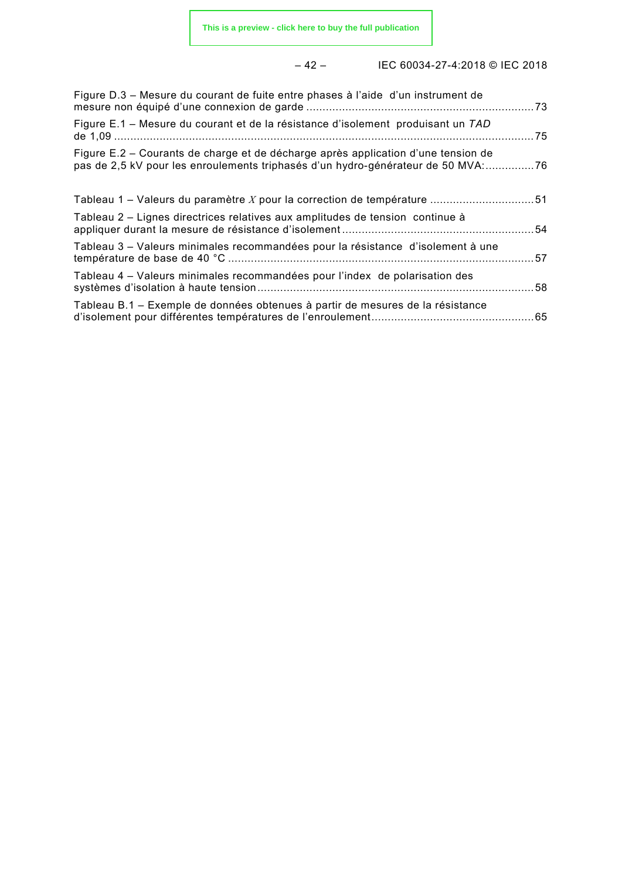Figure D.3 – Mesure du courant de fuite entre phases à l'aide d'un instrument de mesure non équipé d'une connexion de garde ..................................................................... 73

Figure E.1 – Mesure du courant et de la résistance d'isolement produisant un *TAD* de 1,09 ................................................................................................................................ 75

Figure E.2 – Courants de charge et de décharge après application d'une tension de pas de 2,5 kV pour les enroulements triphasés d'un hydro-générateur de 50 MVA: ............... 76

Tableau 1 – Valeurs du paramètre $X$ pour la correction de température ................................ 51

Tableau 2 – Lignes directrices relatives aux amplitudes de tension continue à appliquer durant la mesure de résistance d'isolement ........................................................... 54

Tableau 3 – Valeurs minimales recommandées pour la résistance d'isolement à une température de base de 40 °C ............................................................................................ 57

Tableau 4 – Valeurs minimales recommandées pour l'index de polarisation des systèmes d'isolation à haute tension ..................................................................................... 58

Tableau B.1 – Exemple de données obtenues à partir de mesures de la résistance d'isolement pour différentes températures de l'enroulement ................................................. 65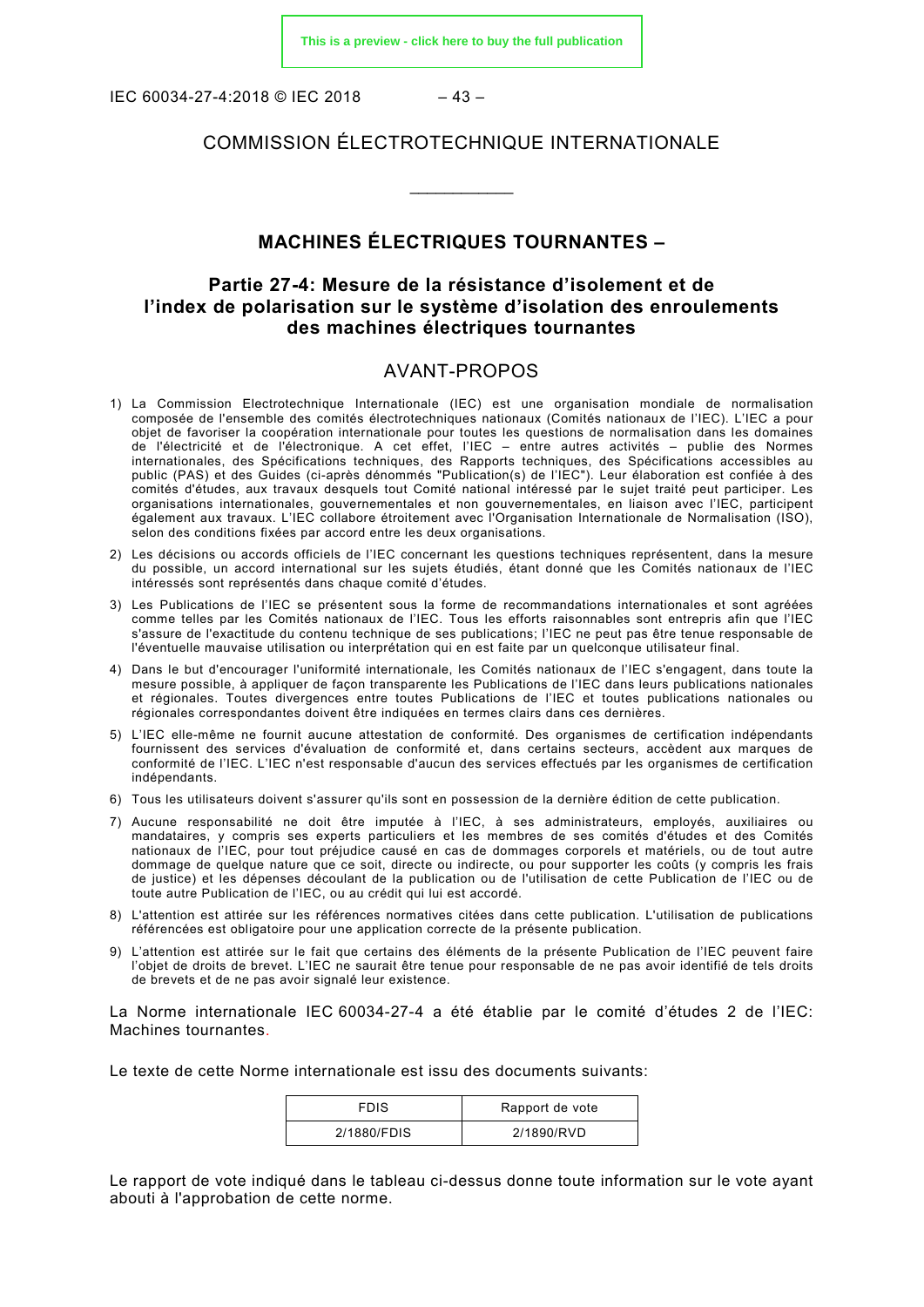# COMMISSION ÉLECTROTECHNIQUE INTERNATIONALE

\_\_\_\_\_\_\_\_\_\_\_\_

## MACHINES ÉLECTRIQUES TOURNANTES –

## Partie 27-4: Mesure de la résistance d'isolement et de l'index de polarisation sur le système d'isolation des enroulements des machines électriques tournantes

## AVANT-PROPOS

1) La Commission Electrotechnique Internationale (IEC) est une organisation mondiale de normalisation composée de l'ensemble des comités électrotechniques nationaux (Comités nationaux de l'IEC). L'IEC a pour objet de favoriser la coopération internationale pour toutes les questions de normalisation dans les domaines de l'électricité et de l'électronique. A cet effet, l'IEC – entre autres activités – publie des Normes internationales, des Spécifications techniques, des Rapports techniques, des Spécifications accessibles au public (PAS) et des Guides (ci-après dénommés "Publication(s) de l'IEC"). Leur élaboration est confiée à des comités d'études, aux travaux desquels tout Comité national intéressé par le sujet traité peut participer. Les organisations internationales, gouvernementales et non gouvernementales, en liaison avec l'IEC, participent également aux travaux. L'IEC collabore étroitement avec l'Organisation Internationale de Normalisation (ISO), selon des conditions fixées par accord entre les deux organisations.
2) Les décisions ou accords officiels de l'IEC concernant les questions techniques représentent, dans la mesure du possible, un accord international sur les sujets étudiés, étant donné que les Comités nationaux de l'IEC intéressés sont représentés dans chaque comité d'études.
3) Les Publications de l'IEC se présentent sous la forme de recommandations internationales et sont agréées comme telles par les Comités nationaux de l'IEC. Tous les efforts raisonnables sont entrepris afin que l'IEC s'assure de l'exactitude du contenu technique de ses publications; l'IEC ne peut pas être tenue responsable de l'éventuelle mauvaise utilisation ou interprétation qui en est faite par un quelconque utilisateur final.
4) Dans le but d'encourager l'uniformité internationale, les Comités nationaux de l'IEC s'engagent, dans toute la mesure possible, à appliquer de façon transparente les Publications de l'IEC dans leurs publications nationales et régionales. Toutes divergences entre toutes Publications de l'IEC et toutes publications nationales ou régionales correspondantes doivent être indiquées en termes clairs dans ces dernières.
5) L'IEC elle-même ne fournit aucune attestation de conformité. Des organismes de certification indépendants fournissent des services d'évaluation de conformité et, dans certains secteurs, accèdent aux marques de conformité de l'IEC. L'IEC n'est responsable d'aucun des services effectués par les organismes de certification indépendants.
6) Tous les utilisateurs doivent s'assurer qu'ils sont en possession de la dernière édition de cette publication.
7) Aucune responsabilité ne doit être imputée à l'IEC, à ses administrateurs, employés, auxiliaires ou mandataires, y compris ses experts particuliers et les membres de ses comités d'études et des Comités nationaux de l'IEC, pour tout préjudice causé en cas de dommages corporels et matériels, ou de tout autre dommage de quelque nature que ce soit, directe ou indirecte, ou pour supporter les coûts (y compris les frais de justice) et les dépenses découlant de la publication ou de l'utilisation de cette Publication de l'IEC ou de toute autre Publication de l'IEC, ou au crédit qui lui est accordé.
8) L'attention est attirée sur les références normatives citées dans cette publication. L'utilisation de publications référencées est obligatoire pour une application correcte de la présente publication.
9) L'attention est attirée sur le fait que certains des éléments de la présente Publication de l'IEC peuvent faire l'objet de droits de brevet. L'IEC ne saurait être tenue pour responsable de ne pas avoir identifié de tels droits de brevets et de ne pas avoir signalé leur existence.

La Norme internationale IEC 60034-27-4 a été établie par le comité d'études 2 de l'IEC: Machines tournantes.

Le texte de cette Norme internationale est issu des documents suivants:

| FDIS | Rapport de vote |
|---|---|
| 2/1880/FDIS | 2/1890/RVD |

Le rapport de vote indiqué dans le tableau ci-dessus donne toute information sur le vote ayant abouti à l'approbation de cette norme.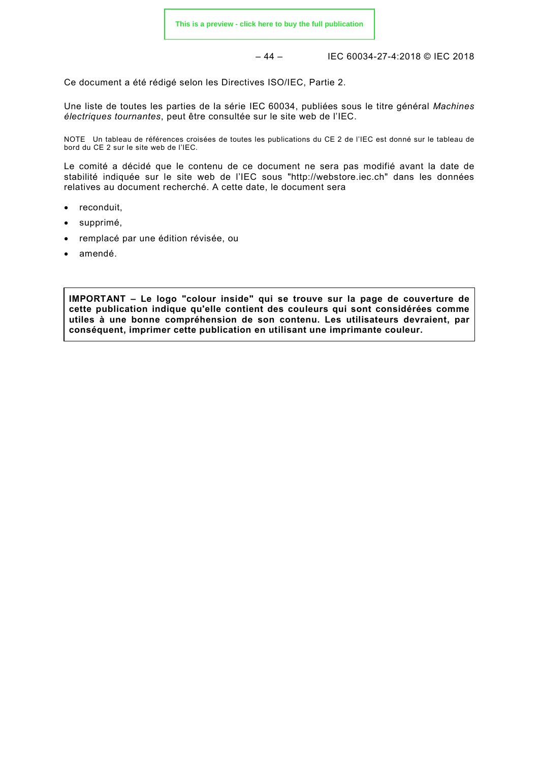Ce document a été rédigé selon les Directives ISO/IEC, Partie 2.

Une liste de toutes les parties de la série IEC 60034, publiées sous le titre général *Machines électriques tournantes*, peut être consultée sur le site web de l'IEC.

NOTE Un tableau de références croisées de toutes les publications du CE 2 de l'IEC est donné sur le tableau de bord du CE 2 sur le site web de l'IEC.

Le comité a décidé que le contenu de ce document ne sera pas modifié avant la date de stabilité indiquée sur le site web de l'IEC sous "http://webstore.iec.ch" dans les données relatives au document recherché. A cette date, le document sera

- reconduit,
- supprimé,
- remplacé par une édition révisée, ou
- amendé.

**IMPORTANT – Le logo "colour inside" qui se trouve sur la page de couverture de cette publication indique qu'elle contient des couleurs qui sont considérées comme utiles à une bonne compréhension de son contenu. Les utilisateurs devraient, par conséquent, imprimer cette publication en utilisant une imprimante couleur.**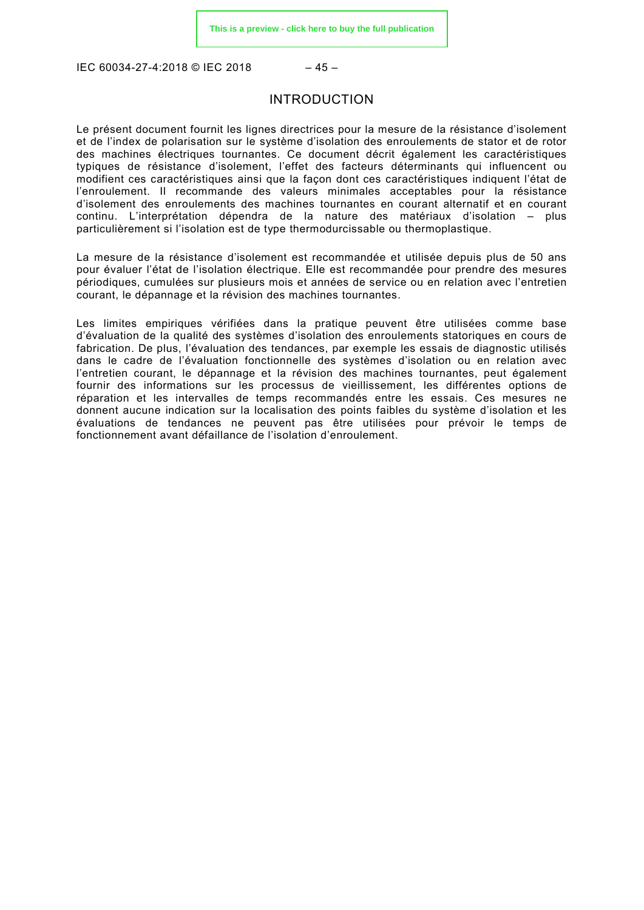# INTRODUCTION

Le présent document fournit les lignes directrices pour la mesure de la résistance d'isolement et de l'index de polarisation sur le système d'isolation des enroulements de stator et de rotor des machines électriques tournantes. Ce document décrit également les caractéristiques typiques de résistance d'isolement, l'effet des facteurs déterminants qui influencent ou modifient ces caractéristiques ainsi que la façon dont ces caractéristiques indiquent l'état de l'enroulement. Il recommande des valeurs minimales acceptables pour la résistance d'isolement des enroulements des machines tournantes en courant alternatif et en courant continu. L'interprétation dépendra de la nature des matériaux d'isolation – plus particulièrement si l'isolation est de type thermodurcissable ou thermoplastique.

La mesure de la résistance d'isolement est recommandée et utilisée depuis plus de 50 ans pour évaluer l'état de l'isolation électrique. Elle est recommandée pour prendre des mesures périodiques, cumulées sur plusieurs mois et années de service ou en relation avec l'entretien courant, le dépannage et la révision des machines tournantes.

Les limites empiriques vérifiées dans la pratique peuvent être utilisées comme base d'évaluation de la qualité des systèmes d'isolation des enroulements statoriques en cours de fabrication. De plus, l'évaluation des tendances, par exemple les essais de diagnostic utilisés dans le cadre de l'évaluation fonctionnelle des systèmes d'isolation ou en relation avec l'entretien courant, le dépannage et la révision des machines tournantes, peut également fournir des informations sur les processus de vieillissement, les différentes options de réparation et les intervalles de temps recommandés entre les essais. Ces mesures ne donnent aucune indication sur la localisation des points faibles du système d'isolation et les évaluations de tendances ne peuvent pas être utilisées pour prévoir le temps de fonctionnement avant défaillance de l'isolation d'enroulement.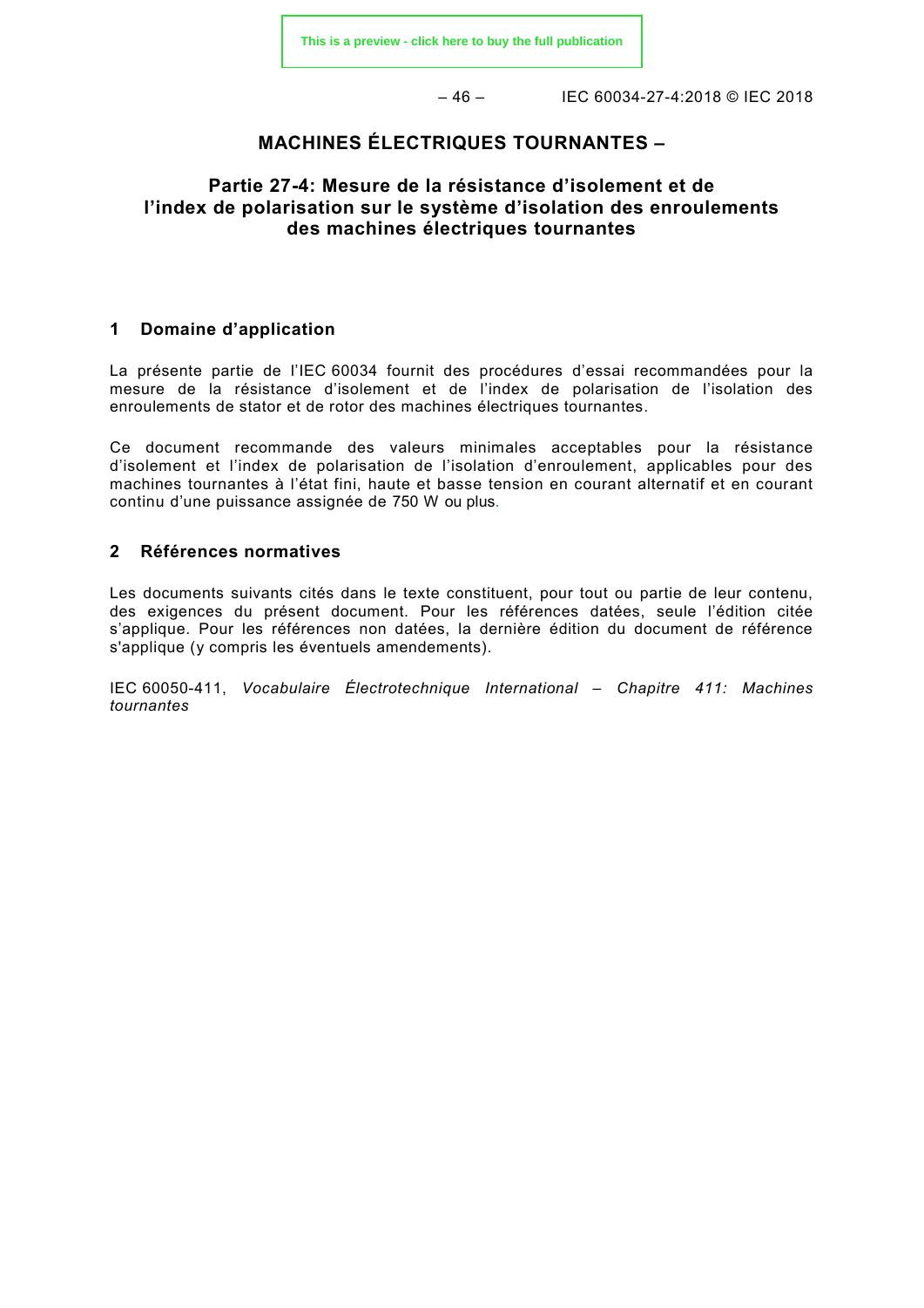# MACHINES ÉLECTRIQUES TOURNANTES –

## Partie 27-4: Mesure de la résistance d'isolement et de l'index de polarisation sur le système d'isolation des enroulements des machines électriques tournantes

## 1 Domaine d'application

La présente partie de l'IEC 60034 fournit des procédures d'essai recommandées pour la mesure de la résistance d'isolement et de l'index de polarisation de l'isolation des enroulements de stator et de rotor des machines électriques tournantes.

Ce document recommande des valeurs minimales acceptables pour la résistance d'isolement et l'index de polarisation de l'isolation d'enroulement, applicables pour des machines tournantes à l'état fini, haute et basse tension en courant alternatif et en courant continu d'une puissance assignée de 750 W ou plus.

## 2 Références normatives

Les documents suivants cités dans le texte constituent, pour tout ou partie de leur contenu, des exigences du présent document. Pour les références datées, seule l'édition citée s'applique. Pour les références non datées, la dernière édition du document de référence s'applique (y compris les éventuels amendements).

IEC 60050-411, *Vocabulaire Électrotechnique International – Chapitre 411: Machines tournantes*